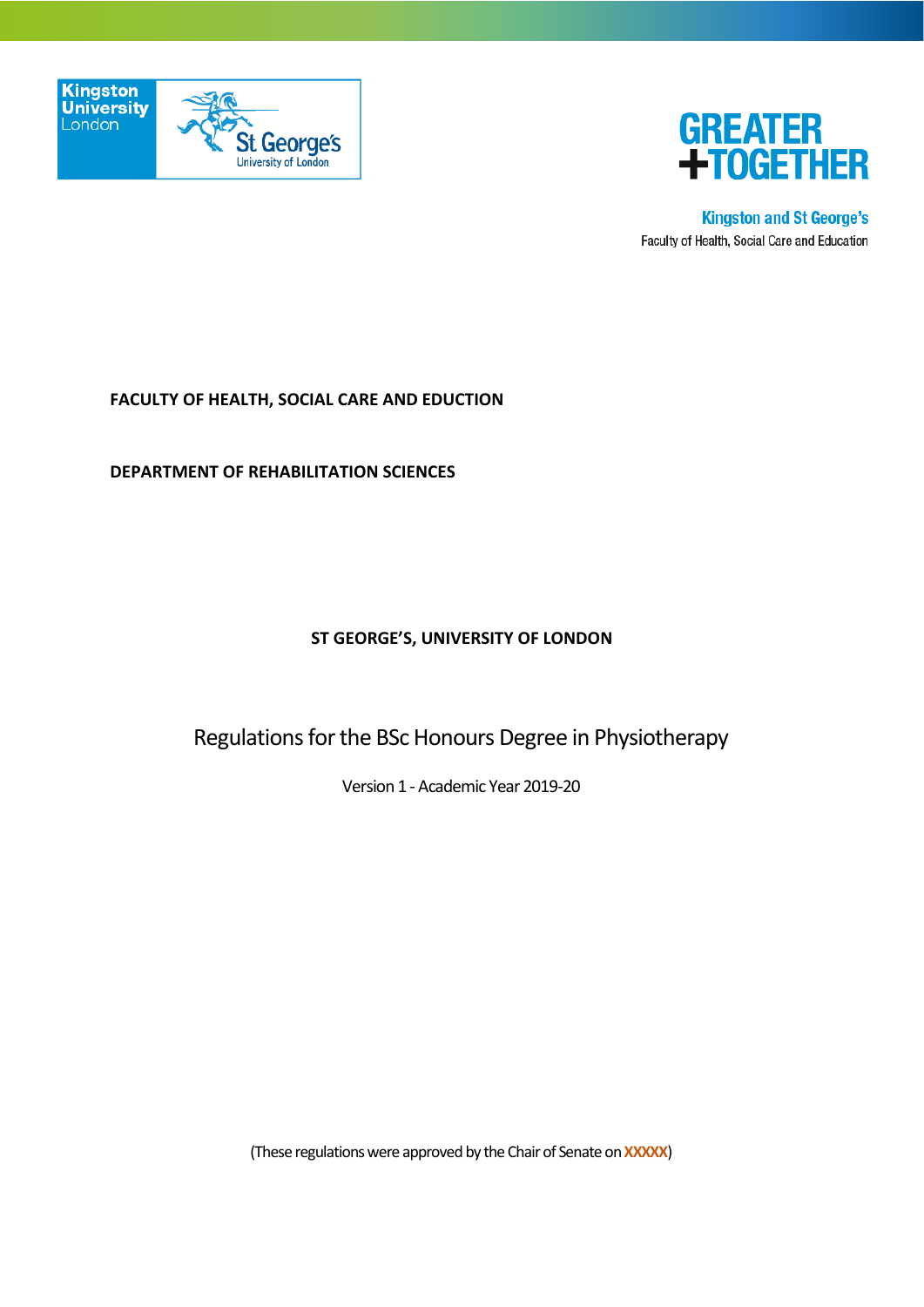Kingston University London

St George's University of London

GREATER
+TOGETHER

**Kingston and St George's**
Faculty of Health, Social Care and Education

**FACULTY OF HEALTH, SOCIAL CARE AND EDUCTION**

**DEPARTMENT OF REHABILITATION SCIENCES**

**ST GEORGE'S, UNIVERSITY OF LONDON**

# Regulations for the BSc Honours Degree in Physiotherapy

Version 1 - Academic Year 2019-20

(These regulations were approved by the Chair of Senate on **XXXXX**)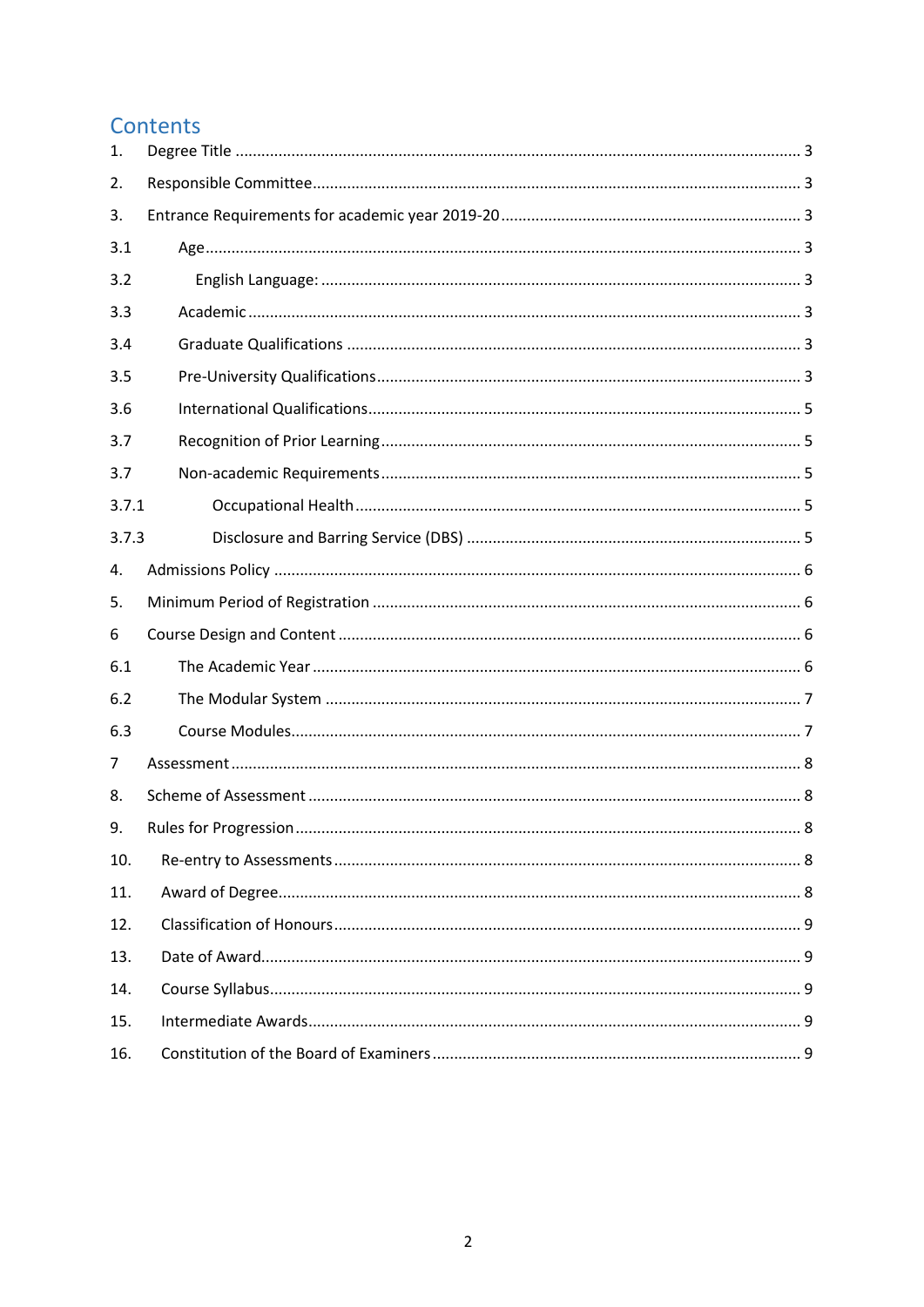# Contents

| | | |
|---|---|---|
| 1. | Degree Title | 3 |
| 2. | Responsible Committee | 3 |
| 3. | Entrance Requirements for academic year 2019-20 | 3 |
| 3.1 | Age | 3 |
| 3.2 | English Language: | 3 |
| 3.3 | Academic | 3 |
| 3.4 | Graduate Qualifications | 3 |
| 3.5 | Pre-University Qualifications | 3 |
| 3.6 | International Qualifications | 5 |
| 3.7 | Recognition of Prior Learning | 5 |
| 3.7 | Non-academic Requirements | 5 |
| 3.7.1 | Occupational Health | 5 |
| 3.7.3 | Disclosure and Barring Service (DBS) | 5 |
| 4. | Admissions Policy | 6 |
| 5. | Minimum Period of Registration | 6 |
| 6 | Course Design and Content | 6 |
| 6.1 | The Academic Year | 6 |
| 6.2 | The Modular System | 7 |
| 6.3 | Course Modules | 7 |
| 7 | Assessment | 8 |
| 8. | Scheme of Assessment | 8 |
| 9. | Rules for Progression | 8 |
| 10. | Re-entry to Assessments | 8 |
| 11. | Award of Degree | 8 |
| 12. | Classification of Honours | 9 |
| 13. | Date of Award | 9 |
| 14. | Course Syllabus | 9 |
| 15. | Intermediate Awards | 9 |
| 16. | Constitution of the Board of Examiners | 9 |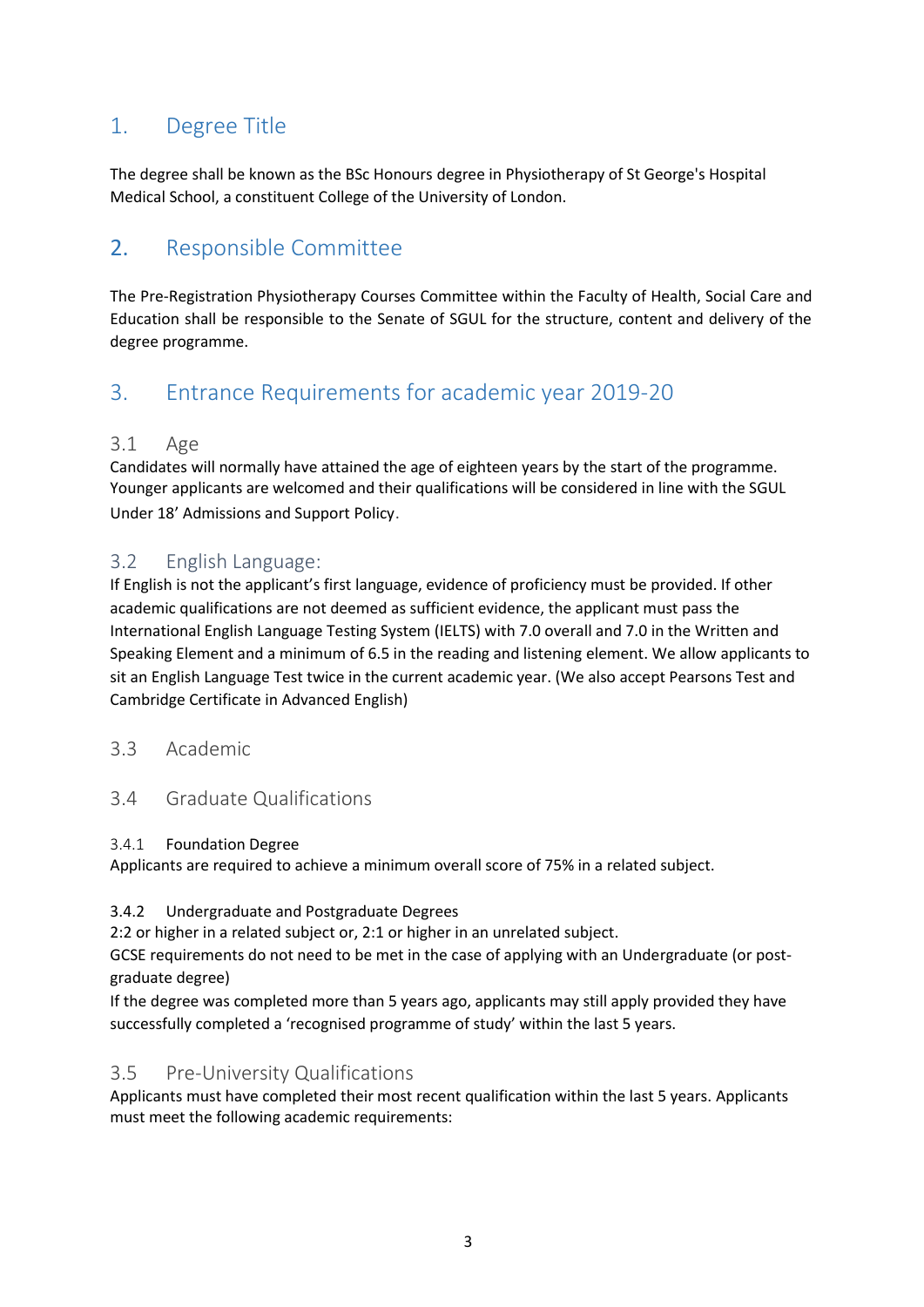## 1. Degree Title

The degree shall be known as the BSc Honours degree in Physiotherapy of St George's Hospital Medical School, a constituent College of the University of London.

## 2. Responsible Committee

The Pre-Registration Physiotherapy Courses Committee within the Faculty of Health, Social Care and Education shall be responsible to the Senate of SGUL for the structure, content and delivery of the degree programme.

## 3. Entrance Requirements for academic year 2019-20

### 3.1 Age

Candidates will normally have attained the age of eighteen years by the start of the programme. Younger applicants are welcomed and their qualifications will be considered in line with the SGUL Under 18' Admissions and Support Policy.

### 3.2 English Language:

If English is not the applicant's first language, evidence of proficiency must be provided. If other academic qualifications are not deemed as sufficient evidence, the applicant must pass the International English Language Testing System (IELTS) with 7.0 overall and 7.0 in the Written and Speaking Element and a minimum of 6.5 in the reading and listening element. We allow applicants to sit an English Language Test twice in the current academic year. (We also accept Pearsons Test and Cambridge Certificate in Advanced English)

### 3.3 Academic

### 3.4 Graduate Qualifications

#### 3.4.1 Foundation Degree

Applicants are required to achieve a minimum overall score of 75% in a related subject.

#### 3.4.2 Undergraduate and Postgraduate Degrees

2:2 or higher in a related subject or, 2:1 or higher in an unrelated subject.

GCSE requirements do not need to be met in the case of applying with an Undergraduate (or post-graduate degree)

If the degree was completed more than 5 years ago, applicants may still apply provided they have successfully completed a 'recognised programme of study' within the last 5 years.

### 3.5 Pre-University Qualifications

Applicants must have completed their most recent qualification within the last 5 years. Applicants must meet the following academic requirements: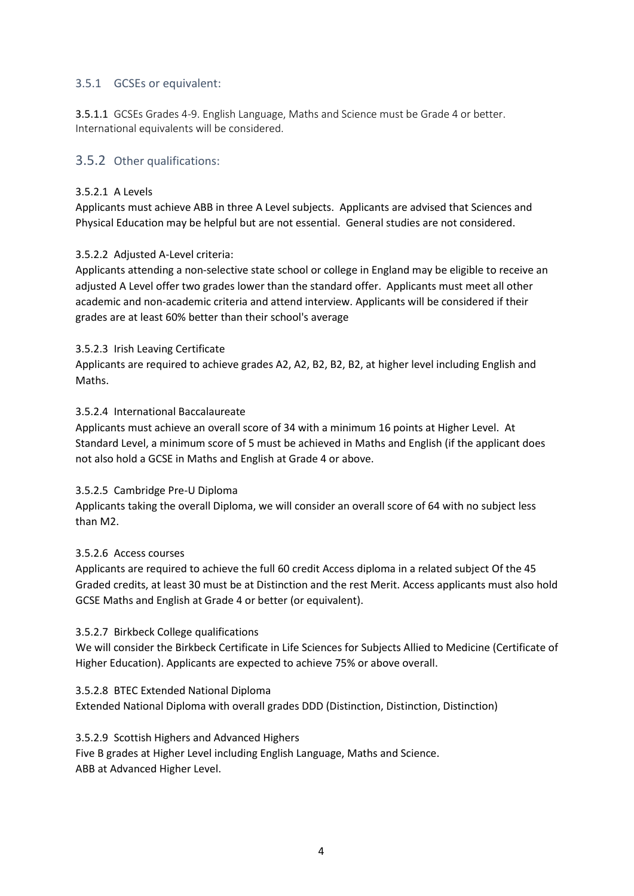### 3.5.1 GCSEs or equivalent:

**3.5.1.1** GCSEs Grades 4-9. English Language, Maths and Science must be Grade 4 or better. International equivalents will be considered.

### 3.5.2 Other qualifications:

3.5.2.1 A Levels

Applicants must achieve ABB in three A Level subjects. Applicants are advised that Sciences and Physical Education may be helpful but are not essential. General studies are not considered.

3.5.2.2 Adjusted A-Level criteria:

Applicants attending a non-selective state school or college in England may be eligible to receive an adjusted A Level offer two grades lower than the standard offer. Applicants must meet all other academic and non-academic criteria and attend interview. Applicants will be considered if their grades are at least 60% better than their school's average

3.5.2.3 Irish Leaving Certificate

Applicants are required to achieve grades A2, A2, B2, B2, B2, at higher level including English and Maths.

3.5.2.4 International Baccalaureate

Applicants must achieve an overall score of 34 with a minimum 16 points at Higher Level. At Standard Level, a minimum score of 5 must be achieved in Maths and English (if the applicant does not also hold a GCSE in Maths and English at Grade 4 or above.

3.5.2.5 Cambridge Pre-U Diploma

Applicants taking the overall Diploma, we will consider an overall score of 64 with no subject less than M2.

3.5.2.6 Access courses

Applicants are required to achieve the full 60 credit Access diploma in a related subject Of the 45 Graded credits, at least 30 must be at Distinction and the rest Merit. Access applicants must also hold GCSE Maths and English at Grade 4 or better (or equivalent).

3.5.2.7 Birkbeck College qualifications

We will consider the Birkbeck Certificate in Life Sciences for Subjects Allied to Medicine (Certificate of Higher Education). Applicants are expected to achieve 75% or above overall.

3.5.2.8 BTEC Extended National Diploma

Extended National Diploma with overall grades DDD (Distinction, Distinction, Distinction)

3.5.2.9 Scottish Highers and Advanced Highers

Five B grades at Higher Level including English Language, Maths and Science.
ABB at Advanced Higher Level.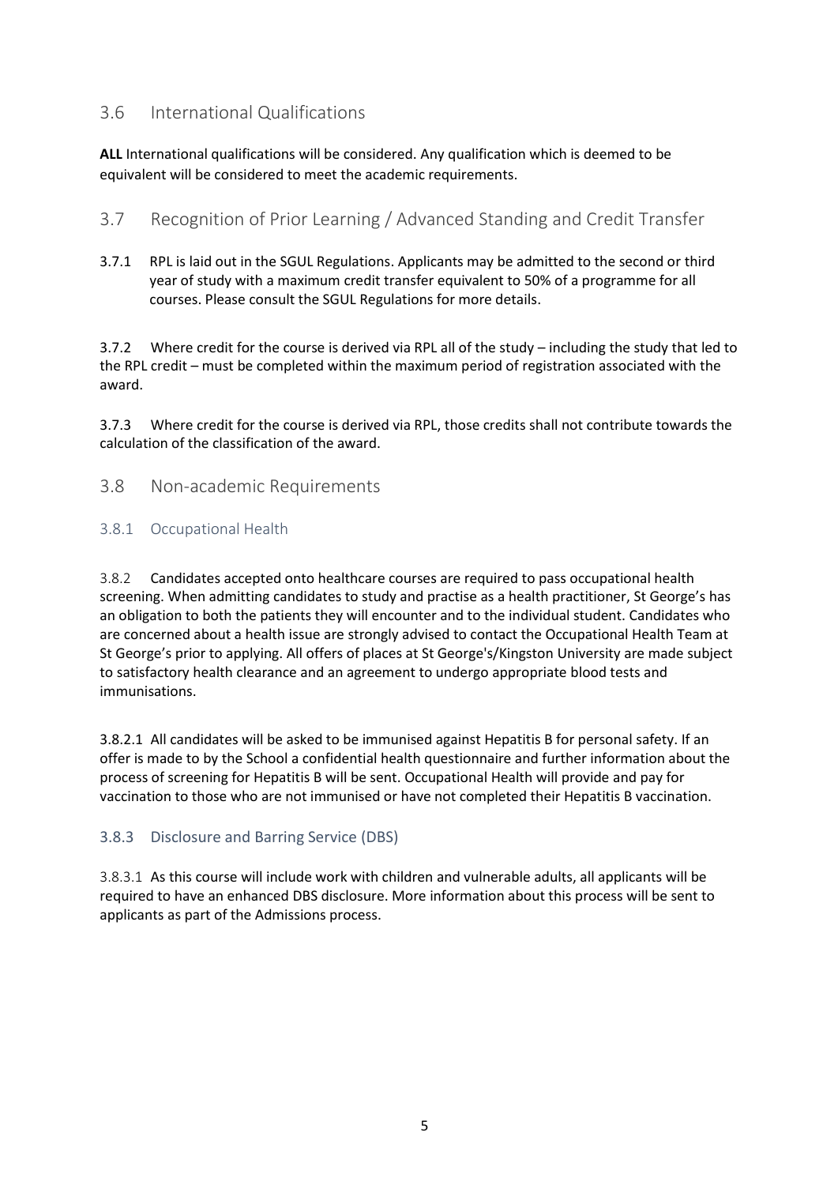## 3.6 International Qualifications

**ALL** International qualifications will be considered. Any qualification which is deemed to be equivalent will be considered to meet the academic requirements.

## 3.7 Recognition of Prior Learning / Advanced Standing and Credit Transfer

3.7.1 RPL is laid out in the SGUL Regulations. Applicants may be admitted to the second or third year of study with a maximum credit transfer equivalent to 50% of a programme for all courses. Please consult the SGUL Regulations for more details.

3.7.2 Where credit for the course is derived via RPL all of the study – including the study that led to the RPL credit – must be completed within the maximum period of registration associated with the award.

3.7.3 Where credit for the course is derived via RPL, those credits shall not contribute towards the calculation of the classification of the award.

## 3.8 Non-academic Requirements

### 3.8.1 Occupational Health

3.8.2 Candidates accepted onto healthcare courses are required to pass occupational health screening. When admitting candidates to study and practise as a health practitioner, St George's has an obligation to both the patients they will encounter and to the individual student. Candidates who are concerned about a health issue are strongly advised to contact the Occupational Health Team at St George's prior to applying. All offers of places at St George's/Kingston University are made subject to satisfactory health clearance and an agreement to undergo appropriate blood tests and immunisations.

3.8.2.1 All candidates will be asked to be immunised against Hepatitis B for personal safety. If an offer is made to by the School a confidential health questionnaire and further information about the process of screening for Hepatitis B will be sent. Occupational Health will provide and pay for vaccination to those who are not immunised or have not completed their Hepatitis B vaccination.

### 3.8.3 Disclosure and Barring Service (DBS)

3.8.3.1 As this course will include work with children and vulnerable adults, all applicants will be required to have an enhanced DBS disclosure. More information about this process will be sent to applicants as part of the Admissions process.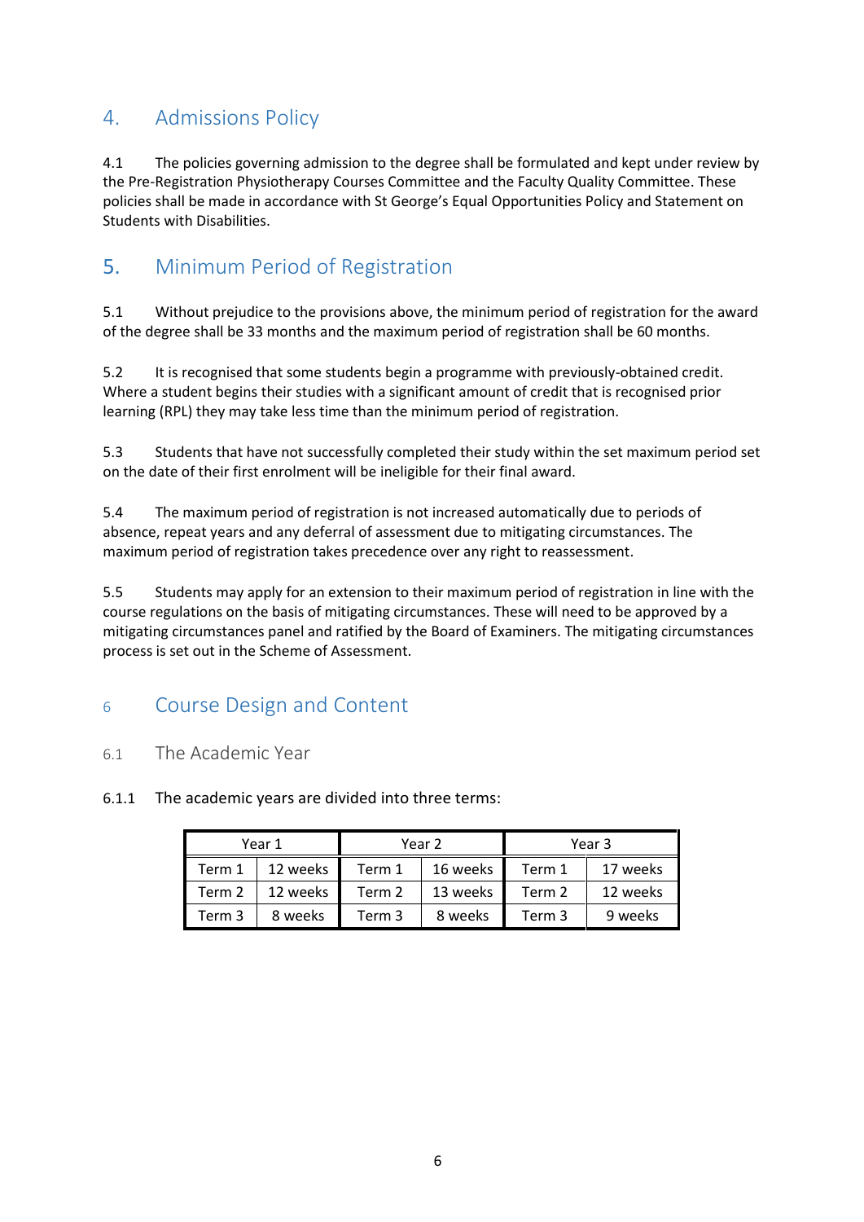## 4. Admissions Policy

4.1 The policies governing admission to the degree shall be formulated and kept under review by the Pre-Registration Physiotherapy Courses Committee and the Faculty Quality Committee. These policies shall be made in accordance with St George's Equal Opportunities Policy and Statement on Students with Disabilities.

## 5. Minimum Period of Registration

5.1 Without prejudice to the provisions above, the minimum period of registration for the award of the degree shall be 33 months and the maximum period of registration shall be 60 months.

5.2 It is recognised that some students begin a programme with previously-obtained credit. Where a student begins their studies with a significant amount of credit that is recognised prior learning (RPL) they may take less time than the minimum period of registration.

5.3 Students that have not successfully completed their study within the set maximum period set on the date of their first enrolment will be ineligible for their final award.

5.4 The maximum period of registration is not increased automatically due to periods of absence, repeat years and any deferral of assessment due to mitigating circumstances. The maximum period of registration takes precedence over any right to reassessment.

5.5 Students may apply for an extension to their maximum period of registration in line with the course regulations on the basis of mitigating circumstances. These will need to be approved by a mitigating circumstances panel and ratified by the Board of Examiners. The mitigating circumstances process is set out in the Scheme of Assessment.

## 6 Course Design and Content

### 6.1 The Academic Year

6.1.1 The academic years are divided into three terms:

| Year 1 | | Year 2 | | Year 3 | |
|---|---|---|---|---|---|
| Term 1 | 12 weeks | Term 1 | 16 weeks | Term 1 | 17 weeks |
| Term 2 | 12 weeks | Term 2 | 13 weeks | Term 2 | 12 weeks |
| Term 3 | 8 weeks | Term 3 | 8 weeks | Term 3 | 9 weeks |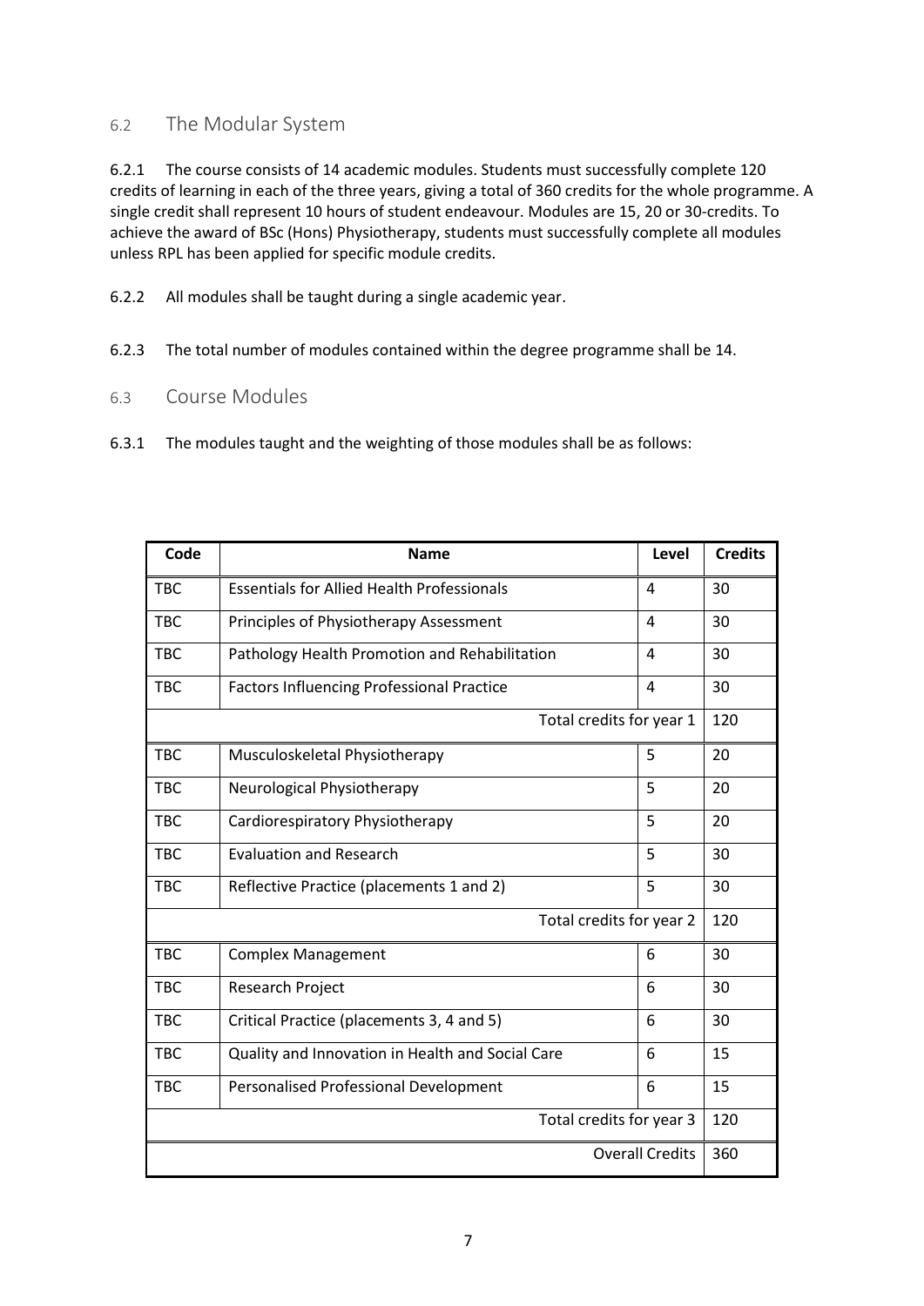## 6.2 The Modular System

6.2.1 The course consists of 14 academic modules. Students must successfully complete 120 credits of learning in each of the three years, giving a total of 360 credits for the whole programme. A single credit shall represent 10 hours of student endeavour. Modules are 15, 20 or 30-credits. To achieve the award of BSc (Hons) Physiotherapy, students must successfully complete all modules unless RPL has been applied for specific module credits.

6.2.2 All modules shall be taught during a single academic year.

6.2.3 The total number of modules contained within the degree programme shall be 14.

## 6.3 Course Modules

6.3.1 The modules taught and the weighting of those modules shall be as follows:

| Code | Name | Level | Credits |
|---|---|---|---|
| TBC | Essentials for Allied Health Professionals | 4 | 30 |
| TBC | Principles of Physiotherapy Assessment | 4 | 30 |
| TBC | Pathology Health Promotion and Rehabilitation | 4 | 30 |
| TBC | Factors Influencing Professional Practice | 4 | 30 |
| | | Total credits for year 1 | 120 |
| TBC | Musculoskeletal Physiotherapy | 5 | 20 |
| TBC | Neurological Physiotherapy | 5 | 20 |
| TBC | Cardiorespiratory Physiotherapy | 5 | 20 |
| TBC | Evaluation and Research | 5 | 30 |
| TBC | Reflective Practice (placements 1 and 2) | 5 | 30 |
| | | Total credits for year 2 | 120 |
| TBC | Complex Management | 6 | 30 |
| TBC | Research Project | 6 | 30 |
| TBC | Critical Practice (placements 3, 4 and 5) | 6 | 30 |
| TBC | Quality and Innovation in Health and Social Care | 6 | 15 |
| TBC | Personalised Professional Development | 6 | 15 |
| | | Total credits for year 3 | 120 |
| | | Overall Credits | 360 |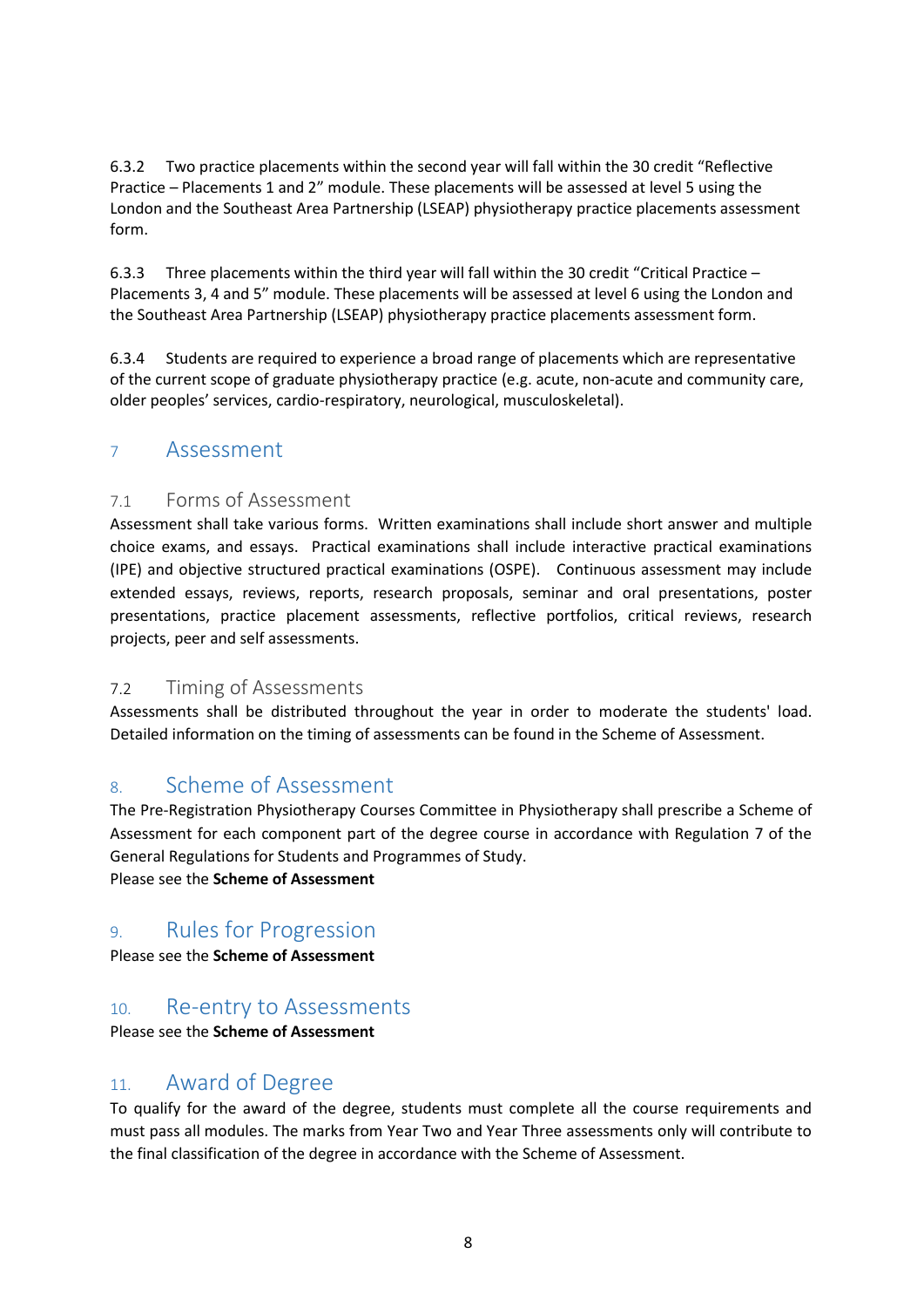6.3.2 Two practice placements within the second year will fall within the 30 credit "Reflective Practice – Placements 1 and 2" module. These placements will be assessed at level 5 using the London and the Southeast Area Partnership (LSEAP) physiotherapy practice placements assessment form.

6.3.3 Three placements within the third year will fall within the 30 credit "Critical Practice – Placements 3, 4 and 5" module. These placements will be assessed at level 6 using the London and the Southeast Area Partnership (LSEAP) physiotherapy practice placements assessment form.

6.3.4 Students are required to experience a broad range of placements which are representative of the current scope of graduate physiotherapy practice (e.g. acute, non-acute and community care, older peoples' services, cardio-respiratory, neurological, musculoskeletal).

# 7 Assessment

## 7.1 Forms of Assessment

Assessment shall take various forms. Written examinations shall include short answer and multiple choice exams, and essays. Practical examinations shall include interactive practical examinations (IPE) and objective structured practical examinations (OSPE). Continuous assessment may include extended essays, reviews, reports, research proposals, seminar and oral presentations, poster presentations, practice placement assessments, reflective portfolios, critical reviews, research projects, peer and self assessments.

## 7.2 Timing of Assessments

Assessments shall be distributed throughout the year in order to moderate the students' load. Detailed information on the timing of assessments can be found in the Scheme of Assessment.

# 8. Scheme of Assessment

The Pre-Registration Physiotherapy Courses Committee in Physiotherapy shall prescribe a Scheme of Assessment for each component part of the degree course in accordance with Regulation 7 of the General Regulations for Students and Programmes of Study.
Please see the **Scheme of Assessment**

# 9. Rules for Progression

Please see the **Scheme of Assessment**

# 10. Re-entry to Assessments

Please see the **Scheme of Assessment**

# 11. Award of Degree

To qualify for the award of the degree, students must complete all the course requirements and must pass all modules. The marks from Year Two and Year Three assessments only will contribute to the final classification of the degree in accordance with the Scheme of Assessment.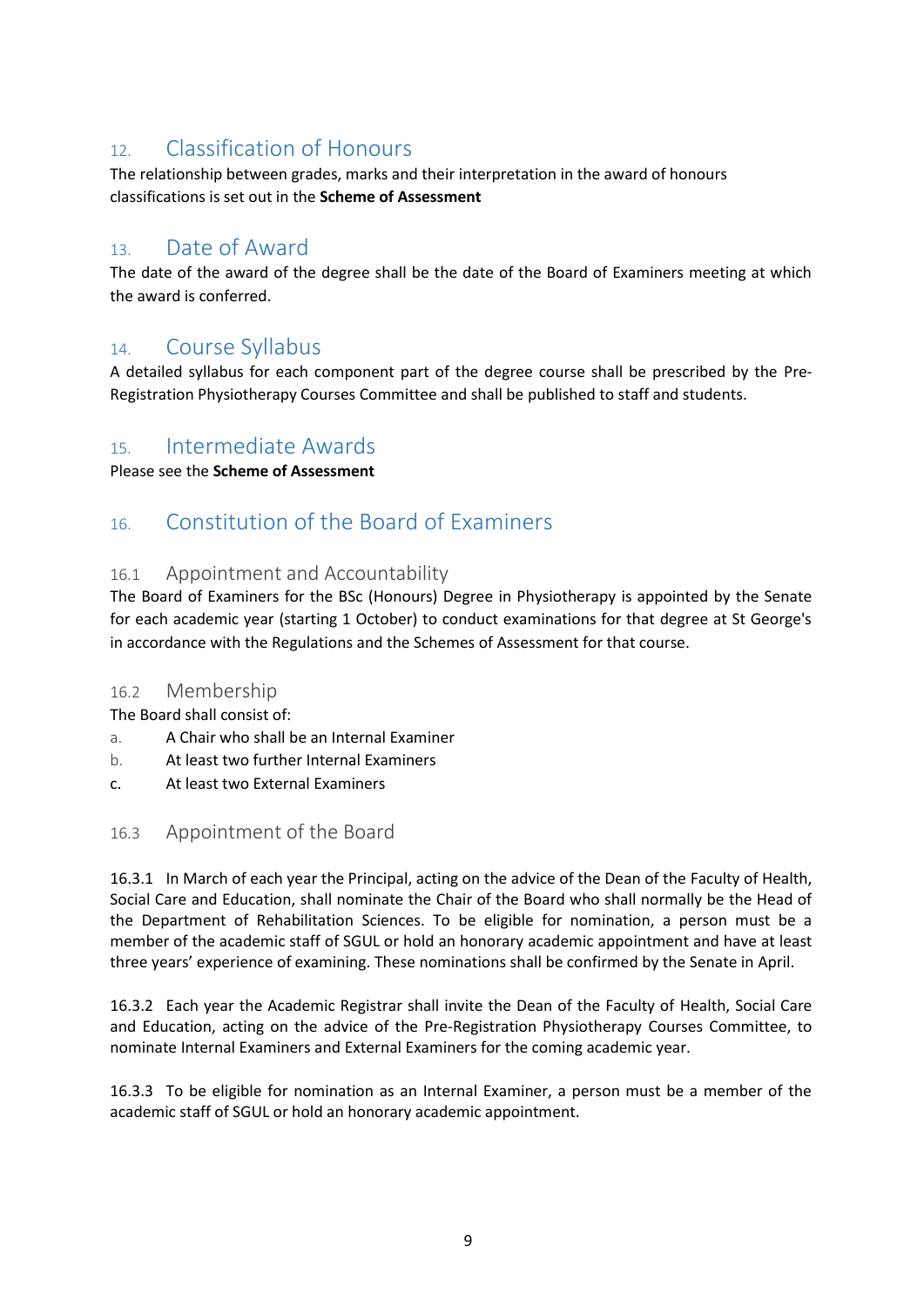## 12. Classification of Honours

The relationship between grades, marks and their interpretation in the award of honours classifications is set out in the **Scheme of Assessment**

## 13. Date of Award

The date of the award of the degree shall be the date of the Board of Examiners meeting at which the award is conferred.

## 14. Course Syllabus

A detailed syllabus for each component part of the degree course shall be prescribed by the Pre-Registration Physiotherapy Courses Committee and shall be published to staff and students.

## 15. Intermediate Awards

Please see the **Scheme of Assessment**

## 16. Constitution of the Board of Examiners

### 16.1 Appointment and Accountability

The Board of Examiners for the BSc (Honours) Degree in Physiotherapy is appointed by the Senate for each academic year (starting 1 October) to conduct examinations for that degree at St George's in accordance with the Regulations and the Schemes of Assessment for that course.

### 16.2 Membership

The Board shall consist of:

a. A Chair who shall be an Internal Examiner
b. At least two further Internal Examiners
c. At least two External Examiners

### 16.3 Appointment of the Board

16.3.1 In March of each year the Principal, acting on the advice of the Dean of the Faculty of Health, Social Care and Education, shall nominate the Chair of the Board who shall normally be the Head of the Department of Rehabilitation Sciences. To be eligible for nomination, a person must be a member of the academic staff of SGUL or hold an honorary academic appointment and have at least three years' experience of examining. These nominations shall be confirmed by the Senate in April.

16.3.2 Each year the Academic Registrar shall invite the Dean of the Faculty of Health, Social Care and Education, acting on the advice of the Pre-Registration Physiotherapy Courses Committee, to nominate Internal Examiners and External Examiners for the coming academic year.

16.3.3 To be eligible for nomination as an Internal Examiner, a person must be a member of the academic staff of SGUL or hold an honorary academic appointment.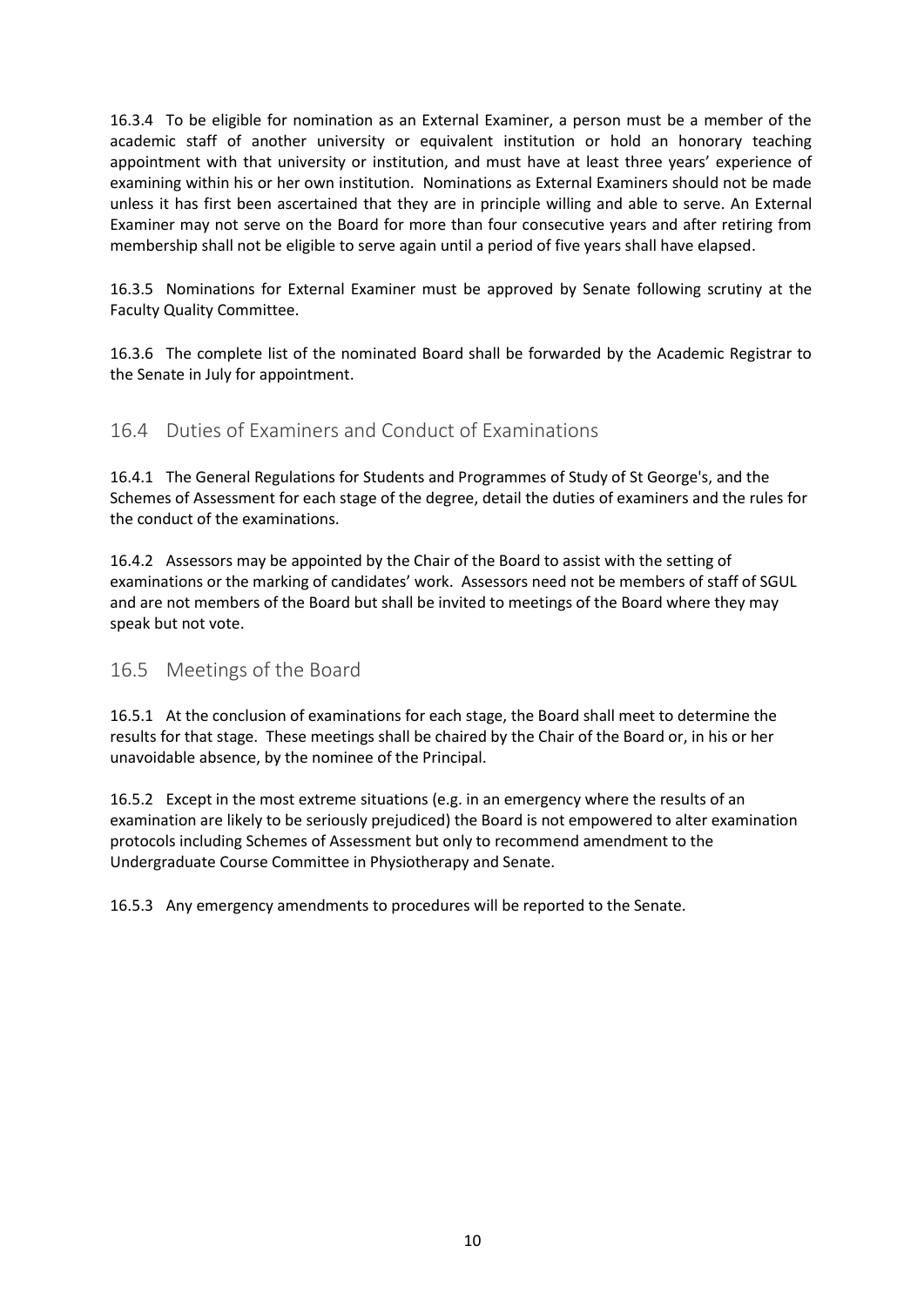16.3.4 To be eligible for nomination as an External Examiner, a person must be a member of the academic staff of another university or equivalent institution or hold an honorary teaching appointment with that university or institution, and must have at least three years' experience of examining within his or her own institution. Nominations as External Examiners should not be made unless it has first been ascertained that they are in principle willing and able to serve. An External Examiner may not serve on the Board for more than four consecutive years and after retiring from membership shall not be eligible to serve again until a period of five years shall have elapsed.

16.3.5 Nominations for External Examiner must be approved by Senate following scrutiny at the Faculty Quality Committee.

16.3.6 The complete list of the nominated Board shall be forwarded by the Academic Registrar to the Senate in July for appointment.

## 16.4 Duties of Examiners and Conduct of Examinations

16.4.1 The General Regulations for Students and Programmes of Study of St George's, and the Schemes of Assessment for each stage of the degree, detail the duties of examiners and the rules for the conduct of the examinations.

16.4.2 Assessors may be appointed by the Chair of the Board to assist with the setting of examinations or the marking of candidates' work. Assessors need not be members of staff of SGUL and are not members of the Board but shall be invited to meetings of the Board where they may speak but not vote.

## 16.5 Meetings of the Board

16.5.1 At the conclusion of examinations for each stage, the Board shall meet to determine the results for that stage. These meetings shall be chaired by the Chair of the Board or, in his or her unavoidable absence, by the nominee of the Principal.

16.5.2 Except in the most extreme situations (e.g. in an emergency where the results of an examination are likely to be seriously prejudiced) the Board is not empowered to alter examination protocols including Schemes of Assessment but only to recommend amendment to the Undergraduate Course Committee in Physiotherapy and Senate.

16.5.3 Any emergency amendments to procedures will be reported to the Senate.